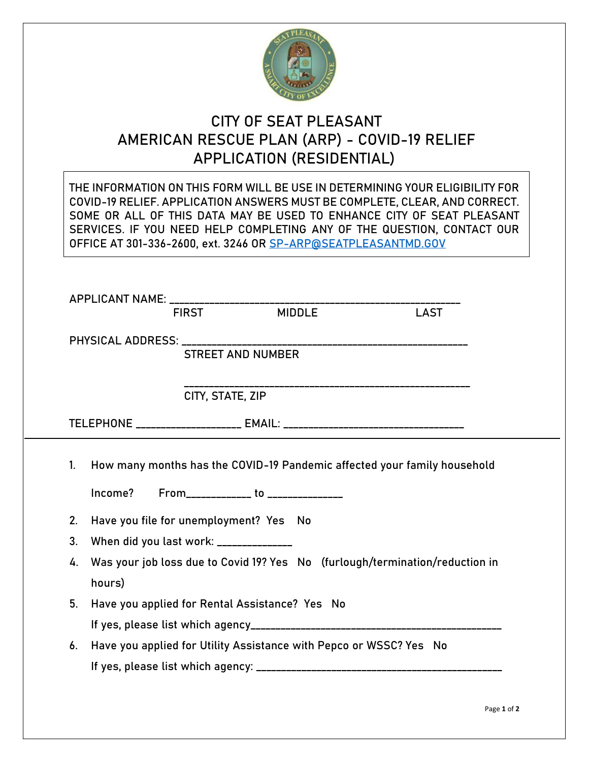# CITY OF SEAT PLEASANT
# AMERICAN RESCUE PLAN (ARP) - COVID-19 RELIEF APPLICATION (RESIDENTIAL)

THE INFORMATION ON THIS FORM WILL BE USE IN DETERMINING YOUR ELIGIBILITY FOR COVID-19 RELIEF. APPLICATION ANSWERS MUST BE COMPLETE, CLEAR, AND CORRECT. SOME OR ALL OF THIS DATA MAY BE USED TO ENHANCE CITY OF SEAT PLEASANT SERVICES. IF YOU NEED HELP COMPLETING ANY OF THE QUESTION, CONTACT OUR OFFICE AT 301-336-2600, ext. 3246 OR SP-ARP@SEATPLEASANTMD.GOV

APPLICANT NAME: ______________________________________________________
FIRST MIDDLE LAST

PHYSICAL ADDRESS: ______________________________________________________
STREET AND NUMBER

______________________________________________________
CITY, STATE, ZIP

TELEPHONE __________________ EMAIL: ________________________________

---

1. How many months has the COVID-19 Pandemic affected your family household Income? From___________ to _____________
2. Have you file for unemployment? Yes No
3. When did you last work: _____________
4. Was your job loss due to Covid 19? Yes No (furlough/termination/reduction in hours)
5. Have you applied for Rental Assistance? Yes No
   If yes, please list which agency_____________________________________________
6. Have you applied for Utility Assistance with Pepco or WSSC? Yes No
   If yes, please list which agency: ____________________________________________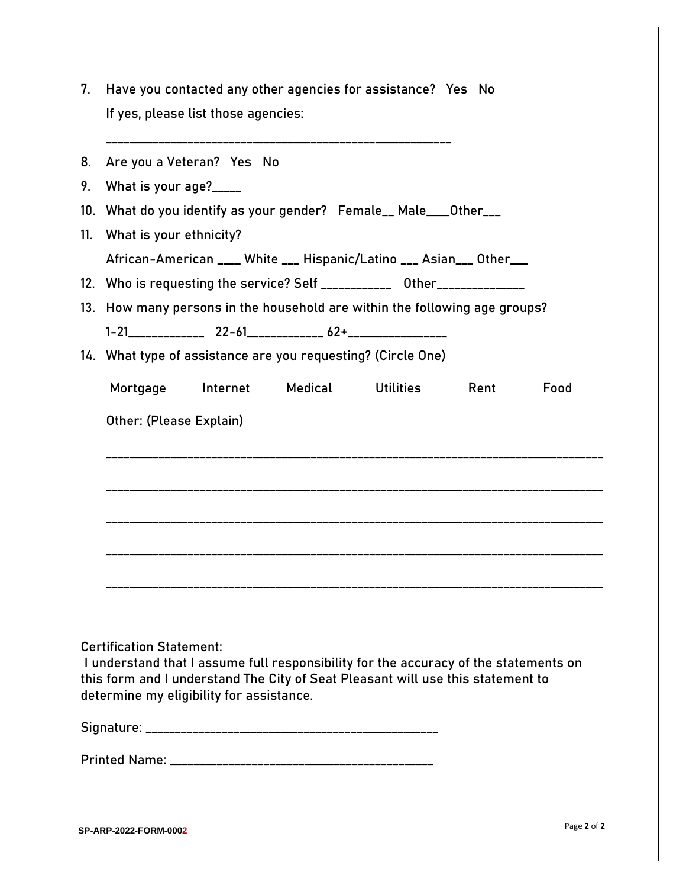7. Have you contacted any other agencies for assistance? Yes No

   If yes, please list those agencies:

   ________________________________________________________

8. Are you a Veteran? Yes No
9. What is your age?_____
10. What do you identify as your gender? Female__ Male____Other___
11. What is your ethnicity?

    African-American ____ White ___ Hispanic/Latino ___ Asian___ Other___

12. Who is requesting the service? Self ___________ Other______________
13. How many persons in the household are within the following age groups?

    1-21____________ 22-61____________ 62+________________

14. What type of assistance are you requesting? (Circle One)

    Mortgage Internet Medical Utilities Rent Food

    Other: (Please Explain)

    ________________________________________________________________________________

    ________________________________________________________________________________

    ________________________________________________________________________________

    ________________________________________________________________________________

    ________________________________________________________________________________

Certification Statement:
I understand that I assume full responsibility for the accuracy of the statements on this form and I understand The City of Seat Pleasant will use this statement to determine my eligibility for assistance.

Signature: ______________________________________________

Printed Name: __________________________________________

SP-ARP-2022-FORM-0002